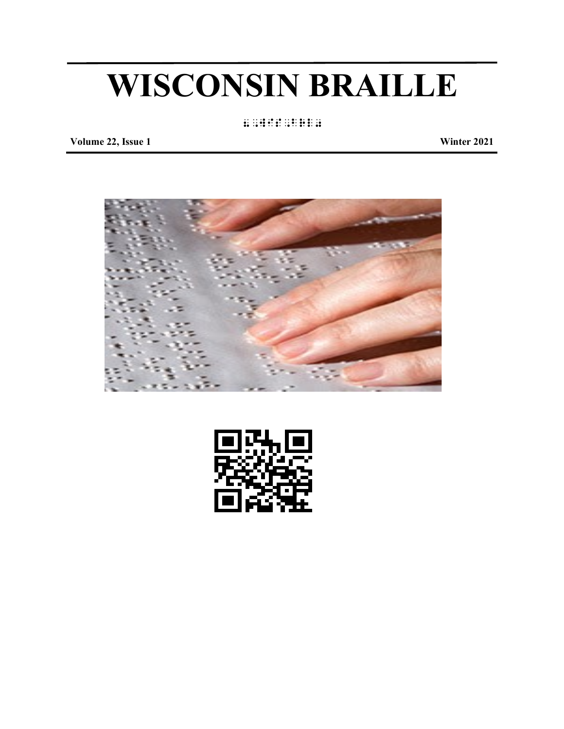# WISCONSIN BRAILLE

⠠⠠ ⠺⠊⠎⠒⠎⠔ ⠃⠗⠇

**Volume 22, Issue 1** **Winter 2021**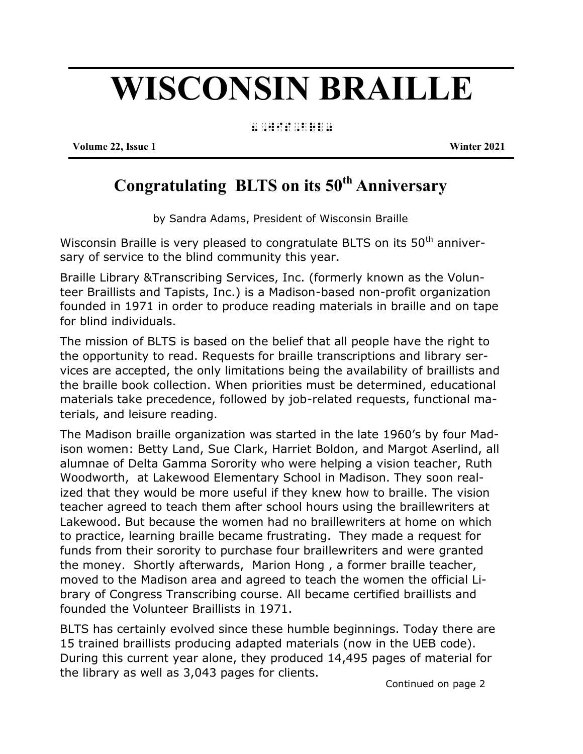# WISCONSIN BRAILLE

⠠⠺⠊⠎⠉⠕⠝⠎⠊⠝ ⠠⠃⠗⠇

**Volume 22, Issue 1** **Winter 2021**

## Congratulating BLTS on its 50th Anniversary

by Sandra Adams, President of Wisconsin Braille

Wisconsin Braille is very pleased to congratulate BLTS on its 50th anniversary of service to the blind community this year.

Braille Library &Transcribing Services, Inc. (formerly known as the Volunteer Braillists and Tapists, Inc.) is a Madison-based non-profit organization founded in 1971 in order to produce reading materials in braille and on tape for blind individuals.

The mission of BLTS is based on the belief that all people have the right to the opportunity to read. Requests for braille transcriptions and library services are accepted, the only limitations being the availability of braillists and the braille book collection. When priorities must be determined, educational materials take precedence, followed by job-related requests, functional materials, and leisure reading.

The Madison braille organization was started in the late 1960's by four Madison women: Betty Land, Sue Clark, Harriet Boldon, and Margot Aserlind, all alumnae of Delta Gamma Sorority who were helping a vision teacher, Ruth Woodworth, at Lakewood Elementary School in Madison. They soon realized that they would be more useful if they knew how to braille. The vision teacher agreed to teach them after school hours using the braillewriters at Lakewood. But because the women had no braillewriters at home on which to practice, learning braille became frustrating. They made a request for funds from their sorority to purchase four braillewriters and were granted the money. Shortly afterwards, Marion Hong , a former braille teacher, moved to the Madison area and agreed to teach the women the official Library of Congress Transcribing course. All became certified braillists and founded the Volunteer Braillists in 1971.

BLTS has certainly evolved since these humble beginnings. Today there are 15 trained braillists producing adapted materials (now in the UEB code). During this current year alone, they produced 14,495 pages of material for the library as well as 3,043 pages for clients.

Continued on page 2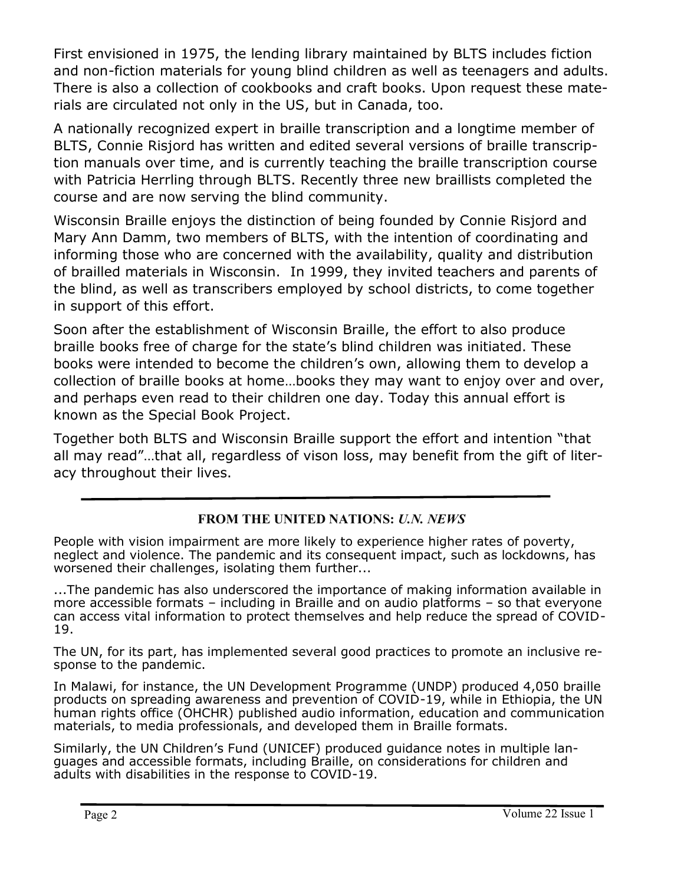First envisioned in 1975, the lending library maintained by BLTS includes fiction and non-fiction materials for young blind children as well as teenagers and adults. There is also a collection of cookbooks and craft books. Upon request these materials are circulated not only in the US, but in Canada, too.

A nationally recognized expert in braille transcription and a longtime member of BLTS, Connie Risjord has written and edited several versions of braille transcription manuals over time, and is currently teaching the braille transcription course with Patricia Herrling through BLTS. Recently three new braillists completed the course and are now serving the blind community.

Wisconsin Braille enjoys the distinction of being founded by Connie Risjord and Mary Ann Damm, two members of BLTS, with the intention of coordinating and informing those who are concerned with the availability, quality and distribution of brailled materials in Wisconsin. In 1999, they invited teachers and parents of the blind, as well as transcribers employed by school districts, to come together in support of this effort.

Soon after the establishment of Wisconsin Braille, the effort to also produce braille books free of charge for the state's blind children was initiated. These books were intended to become the children's own, allowing them to develop a collection of braille books at home…books they may want to enjoy over and over, and perhaps even read to their children one day. Today this annual effort is known as the Special Book Project.

Together both BLTS and Wisconsin Braille support the effort and intention "that all may read"…that all, regardless of vison loss, may benefit from the gift of literacy throughout their lives.

---

## FROM THE UNITED NATIONS: *U.N. NEWS*

People with vision impairment are more likely to experience higher rates of poverty, neglect and violence. The pandemic and its consequent impact, such as lockdowns, has worsened their challenges, isolating them further...

...The pandemic has also underscored the importance of making information available in more accessible formats – including in Braille and on audio platforms – so that everyone can access vital information to protect themselves and help reduce the spread of COVID-19.

The UN, for its part, has implemented several good practices to promote an inclusive response to the pandemic.

In Malawi, for instance, the UN Development Programme (UNDP) produced 4,050 braille products on spreading awareness and prevention of COVID-19, while in Ethiopia, the UN human rights office (OHCHR) published audio information, education and communication materials, to media professionals, and developed them in Braille formats.

Similarly, the UN Children's Fund (UNICEF) produced guidance notes in multiple languages and accessible formats, including Braille, on considerations for children and adults with disabilities in the response to COVID-19.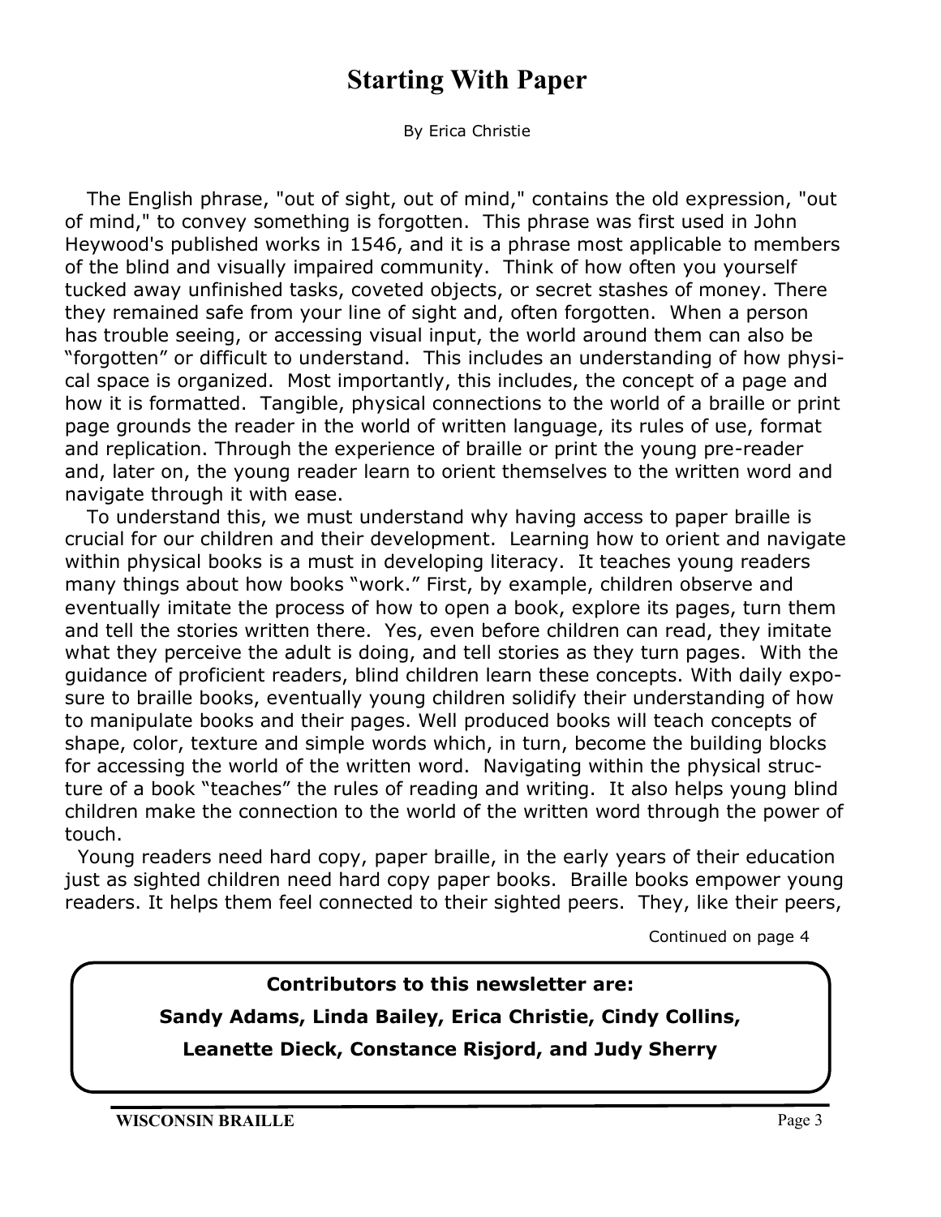# Starting With Paper

By Erica Christie

The English phrase, "out of sight, out of mind," contains the old expression, "out of mind," to convey something is forgotten. This phrase was first used in John Heywood's published works in 1546, and it is a phrase most applicable to members of the blind and visually impaired community. Think of how often you yourself tucked away unfinished tasks, coveted objects, or secret stashes of money. There they remained safe from your line of sight and, often forgotten. When a person has trouble seeing, or accessing visual input, the world around them can also be "forgotten" or difficult to understand. This includes an understanding of how physical space is organized. Most importantly, this includes, the concept of a page and how it is formatted. Tangible, physical connections to the world of a braille or print page grounds the reader in the world of written language, its rules of use, format and replication. Through the experience of braille or print the young pre-reader and, later on, the young reader learn to orient themselves to the written word and navigate through it with ease.

To understand this, we must understand why having access to paper braille is crucial for our children and their development. Learning how to orient and navigate within physical books is a must in developing literacy. It teaches young readers many things about how books "work." First, by example, children observe and eventually imitate the process of how to open a book, explore its pages, turn them and tell the stories written there. Yes, even before children can read, they imitate what they perceive the adult is doing, and tell stories as they turn pages. With the guidance of proficient readers, blind children learn these concepts. With daily exposure to braille books, eventually young children solidify their understanding of how to manipulate books and their pages. Well produced books will teach concepts of shape, color, texture and simple words which, in turn, become the building blocks for accessing the world of the written word. Navigating within the physical structure of a book "teaches" the rules of reading and writing. It also helps young blind children make the connection to the world of the written word through the power of touch.

Young readers need hard copy, paper braille, in the early years of their education just as sighted children need hard copy paper books. Braille books empower young readers. It helps them feel connected to their sighted peers. They, like their peers,

Continued on page 4

**Contributors to this newsletter are:**

**Sandy Adams, Linda Bailey, Erica Christie, Cindy Collins, Leanette Dieck, Constance Risjord, and Judy Sherry**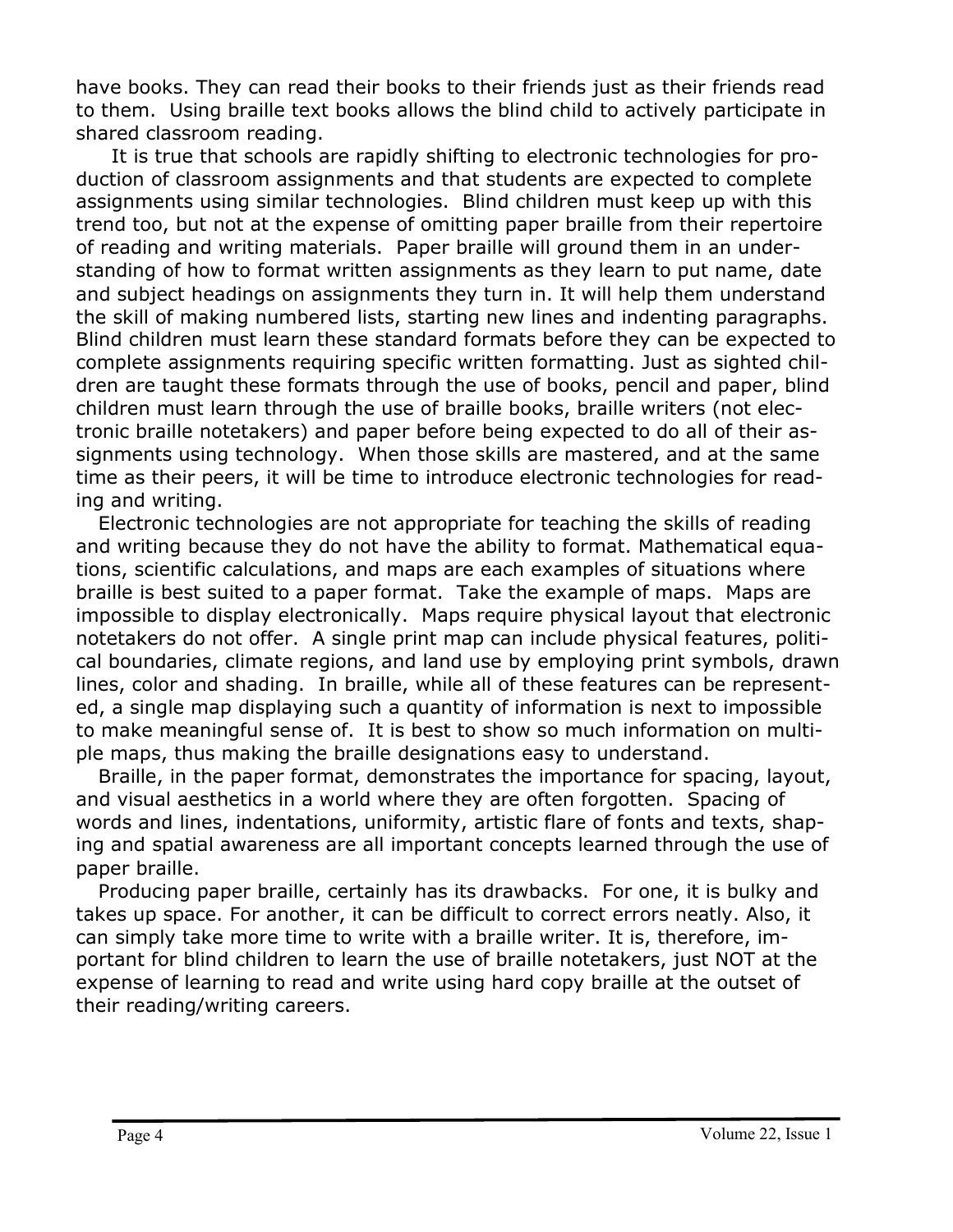have books. They can read their books to their friends just as their friends read to them. Using braille text books allows the blind child to actively participate in shared classroom reading.

It is true that schools are rapidly shifting to electronic technologies for production of classroom assignments and that students are expected to complete assignments using similar technologies. Blind children must keep up with this trend too, but not at the expense of omitting paper braille from their repertoire of reading and writing materials. Paper braille will ground them in an understanding of how to format written assignments as they learn to put name, date and subject headings on assignments they turn in. It will help them understand the skill of making numbered lists, starting new lines and indenting paragraphs. Blind children must learn these standard formats before they can be expected to complete assignments requiring specific written formatting. Just as sighted children are taught these formats through the use of books, pencil and paper, blind children must learn through the use of braille books, braille writers (not electronic braille notetakers) and paper before being expected to do all of their assignments using technology. When those skills are mastered, and at the same time as their peers, it will be time to introduce electronic technologies for reading and writing.

Electronic technologies are not appropriate for teaching the skills of reading and writing because they do not have the ability to format. Mathematical equations, scientific calculations, and maps are each examples of situations where braille is best suited to a paper format. Take the example of maps. Maps are impossible to display electronically. Maps require physical layout that electronic notetakers do not offer. A single print map can include physical features, political boundaries, climate regions, and land use by employing print symbols, drawn lines, color and shading. In braille, while all of these features can be represented, a single map displaying such a quantity of information is next to impossible to make meaningful sense of. It is best to show so much information on multiple maps, thus making the braille designations easy to understand.

Braille, in the paper format, demonstrates the importance for spacing, layout, and visual aesthetics in a world where they are often forgotten. Spacing of words and lines, indentations, uniformity, artistic flare of fonts and texts, shaping and spatial awareness are all important concepts learned through the use of paper braille.

Producing paper braille, certainly has its drawbacks. For one, it is bulky and takes up space. For another, it can be difficult to correct errors neatly. Also, it can simply take more time to write with a braille writer. It is, therefore, important for blind children to learn the use of braille notetakers, just NOT at the expense of learning to read and write using hard copy braille at the outset of their reading/writing careers.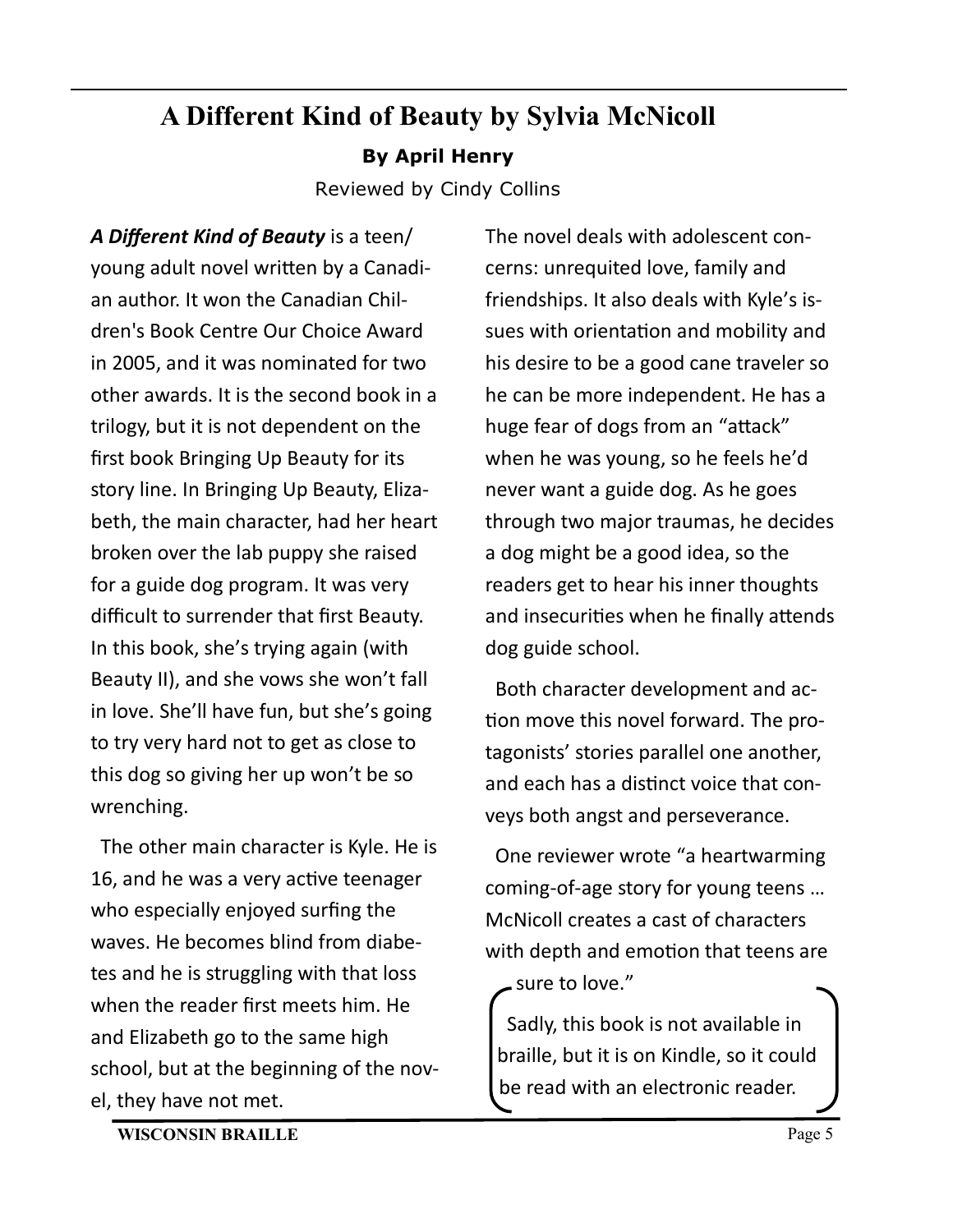## A Different Kind of Beauty by Sylvia McNicoll

**By April Henry**

Reviewed by Cindy Collins

***A Different Kind of Beauty*** is a teen/young adult novel written by a Canadian author. It won the Canadian Children's Book Centre Our Choice Award in 2005, and it was nominated for two other awards. It is the second book in a trilogy, but it is not dependent on the first book Bringing Up Beauty for its story line. In Bringing Up Beauty, Elizabeth, the main character, had her heart broken over the lab puppy she raised for a guide dog program. It was very difficult to surrender that first Beauty. In this book, she's trying again (with Beauty II), and she vows she won't fall in love. She'll have fun, but she's going to try very hard not to get as close to this dog so giving her up won't be so wrenching.

The other main character is Kyle. He is 16, and he was a very active teenager who especially enjoyed surfing the waves. He becomes blind from diabetes and he is struggling with that loss when the reader first meets him. He and Elizabeth go to the same high school, but at the beginning of the novel, they have not met.

The novel deals with adolescent concerns: unrequited love, family and friendships. It also deals with Kyle's issues with orientation and mobility and his desire to be a good cane traveler so he can be more independent. He has a huge fear of dogs from an "attack" when he was young, so he feels he'd never want a guide dog. As he goes through two major traumas, he decides a dog might be a good idea, so the readers get to hear his inner thoughts and insecurities when he finally attends dog guide school.

Both character development and action move this novel forward. The protagonists' stories parallel one another, and each has a distinct voice that conveys both angst and perseverance.

One reviewer wrote "a heartwarming coming-of-age story for young teens … McNicoll creates a cast of characters with depth and emotion that teens are sure to love."

Sadly, this book is not available in braille, but it is on Kindle, so it could be read with an electronic reader.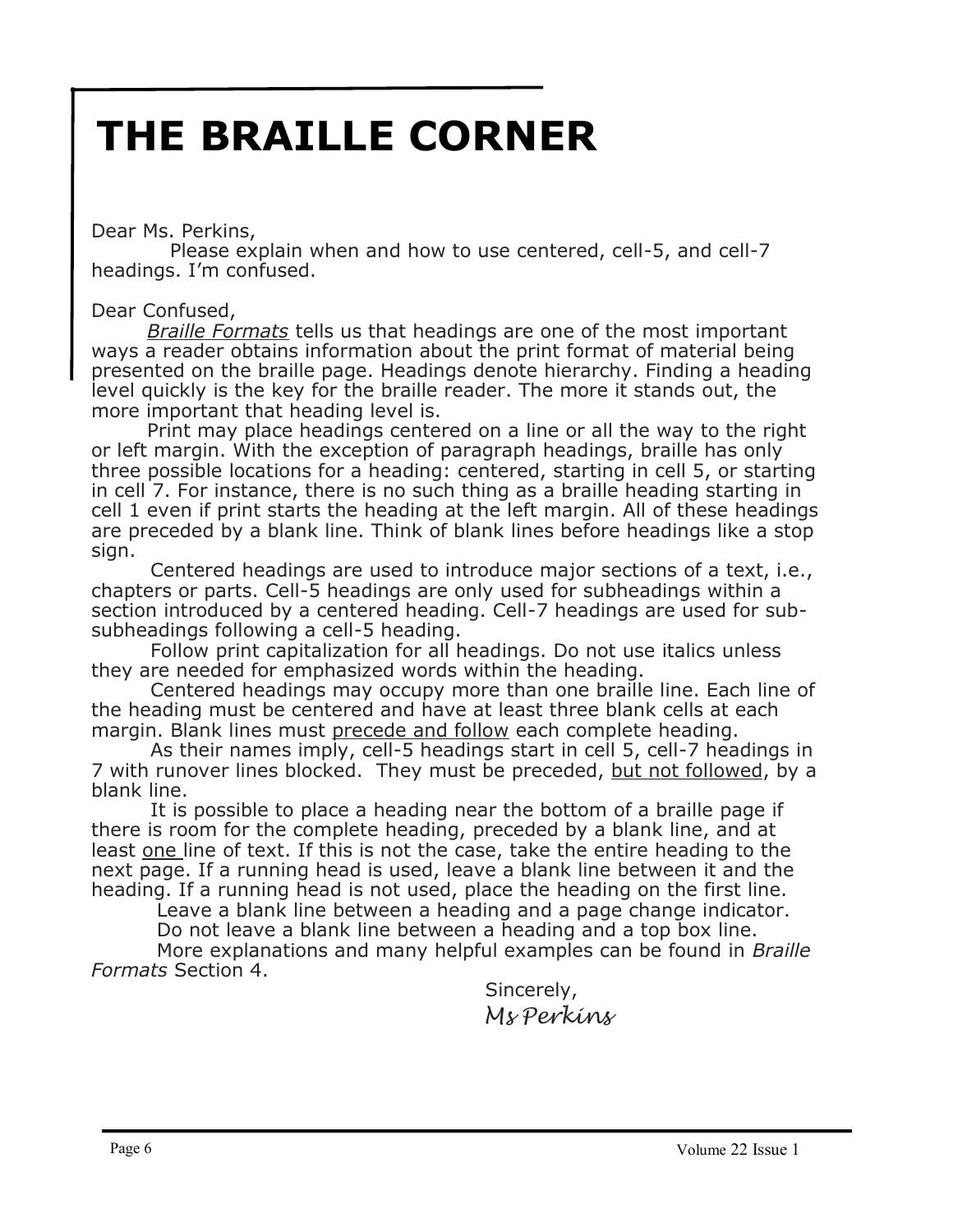# THE BRAILLE CORNER

Dear Ms. Perkins,

Please explain when and how to use centered, cell-5, and cell-7 headings. I'm confused.

Dear Confused,

*Braille Formats* tells us that headings are one of the most important ways a reader obtains information about the print format of material being presented on the braille page. Headings denote hierarchy. Finding a heading level quickly is the key for the braille reader. The more it stands out, the more important that heading level is.

Print may place headings centered on a line or all the way to the right or left margin. With the exception of paragraph headings, braille has only three possible locations for a heading: centered, starting in cell 5, or starting in cell 7. For instance, there is no such thing as a braille heading starting in cell 1 even if print starts the heading at the left margin. All of these headings are preceded by a blank line. Think of blank lines before headings like a stop sign.

Centered headings are used to introduce major sections of a text, i.e., chapters or parts. Cell-5 headings are only used for subheadings within a section introduced by a centered heading. Cell-7 headings are used for sub-subheadings following a cell-5 heading.

Follow print capitalization for all headings. Do not use italics unless they are needed for emphasized words within the heading.

Centered headings may occupy more than one braille line. Each line of the heading must be centered and have at least three blank cells at each margin. Blank lines must precede and follow each complete heading.

As their names imply, cell-5 headings start in cell 5, cell-7 headings in 7 with runover lines blocked. They must be preceded, but not followed, by a blank line.

It is possible to place a heading near the bottom of a braille page if there is room for the complete heading, preceded by a blank line, and at least one line of text. If this is not the case, take the entire heading to the next page. If a running head is used, leave a blank line between it and the heading. If a running head is not used, place the heading on the first line.

Leave a blank line between a heading and a page change indicator.

Do not leave a blank line between a heading and a top box line.

More explanations and many helpful examples can be found in *Braille Formats* Section 4.

Sincerely,

*Ms Perkins*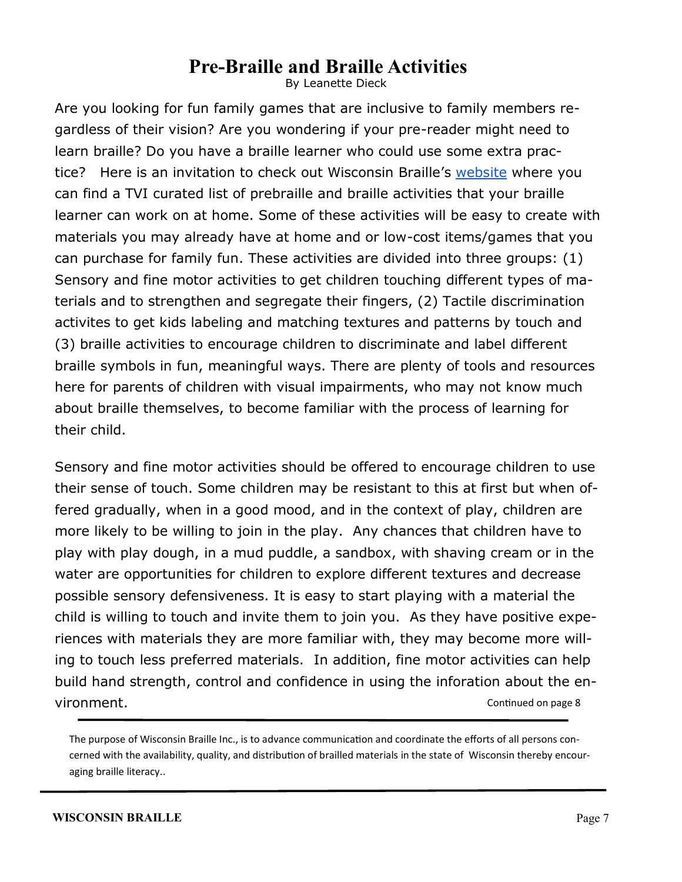# Pre-Braille and Braille Activities

By Leanette Dieck

Are you looking for fun family games that are inclusive to family members regardless of their vision? Are you wondering if your pre-reader might need to learn braille? Do you have a braille learner who could use some extra practice? Here is an invitation to check out Wisconsin Braille's website where you can find a TVI curated list of prebraille and braille activities that your braille learner can work on at home. Some of these activities will be easy to create with materials you may already have at home and or low-cost items/games that you can purchase for family fun. These activities are divided into three groups: (1) Sensory and fine motor activities to get children touching different types of materials and to strengthen and segregate their fingers, (2) Tactile discrimination activites to get kids labeling and matching textures and patterns by touch and (3) braille activities to encourage children to discriminate and label different braille symbols in fun, meaningful ways. There are plenty of tools and resources here for parents of children with visual impairments, who may not know much about braille themselves, to become familiar with the process of learning for their child.

Sensory and fine motor activities should be offered to encourage children to use their sense of touch. Some children may be resistant to this at first but when offered gradually, when in a good mood, and in the context of play, children are more likely to be willing to join in the play. Any chances that children have to play with play dough, in a mud puddle, a sandbox, with shaving cream or in the water are opportunities for children to explore different textures and decrease possible sensory defensiveness. It is easy to start playing with a material the child is willing to touch and invite them to join you. As they have positive experiences with materials they are more familiar with, they may become more willing to touch less preferred materials. In addition, fine motor activities can help build hand strength, control and confidence in using the inforation about the environment.

Continued on page 8

---

The purpose of Wisconsin Braille Inc., is to advance communication and coordinate the efforts of all persons concerned with the availability, quality, and distribution of brailled materials in the state of Wisconsin thereby encouraging braille literacy..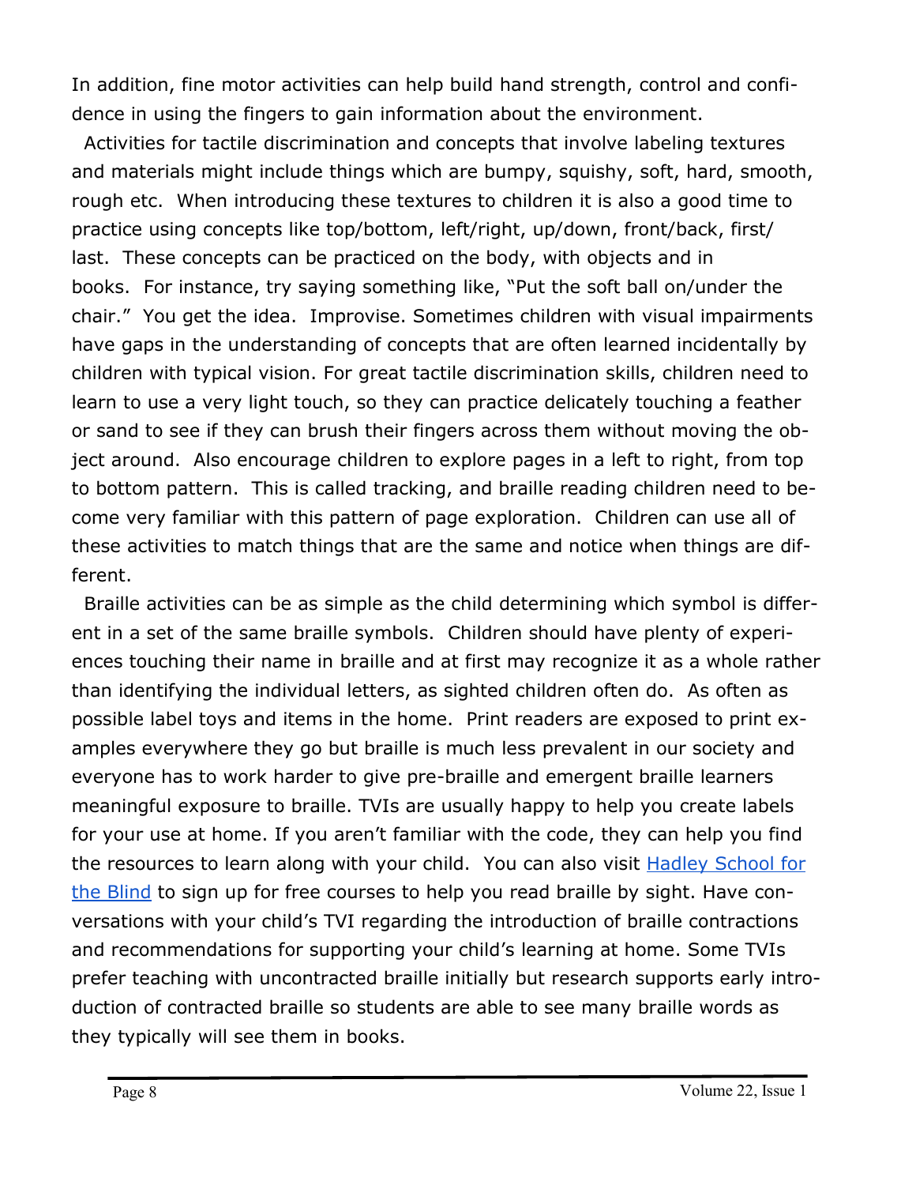In addition, fine motor activities can help build hand strength, control and confidence in using the fingers to gain information about the environment.

Activities for tactile discrimination and concepts that involve labeling textures and materials might include things which are bumpy, squishy, soft, hard, smooth, rough etc. When introducing these textures to children it is also a good time to practice using concepts like top/bottom, left/right, up/down, front/back, first/last. These concepts can be practiced on the body, with objects and in books. For instance, try saying something like, "Put the soft ball on/under the chair." You get the idea. Improvise. Sometimes children with visual impairments have gaps in the understanding of concepts that are often learned incidentally by children with typical vision. For great tactile discrimination skills, children need to learn to use a very light touch, so they can practice delicately touching a feather or sand to see if they can brush their fingers across them without moving the object around. Also encourage children to explore pages in a left to right, from top to bottom pattern. This is called tracking, and braille reading children need to become very familiar with this pattern of page exploration. Children can use all of these activities to match things that are the same and notice when things are different.

Braille activities can be as simple as the child determining which symbol is different in a set of the same braille symbols. Children should have plenty of experiences touching their name in braille and at first may recognize it as a whole rather than identifying the individual letters, as sighted children often do. As often as possible label toys and items in the home. Print readers are exposed to print examples everywhere they go but braille is much less prevalent in our society and everyone has to work harder to give pre-braille and emergent braille learners meaningful exposure to braille. TVIs are usually happy to help you create labels for your use at home. If you aren't familiar with the code, they can help you find the resources to learn along with your child. You can also visit [Hadley School for the Blind]() to sign up for free courses to help you read braille by sight. Have conversations with your child's TVI regarding the introduction of braille contractions and recommendations for supporting your child's learning at home. Some TVIs prefer teaching with uncontracted braille initially but research supports early introduction of contracted braille so students are able to see many braille words as they typically will see them in books.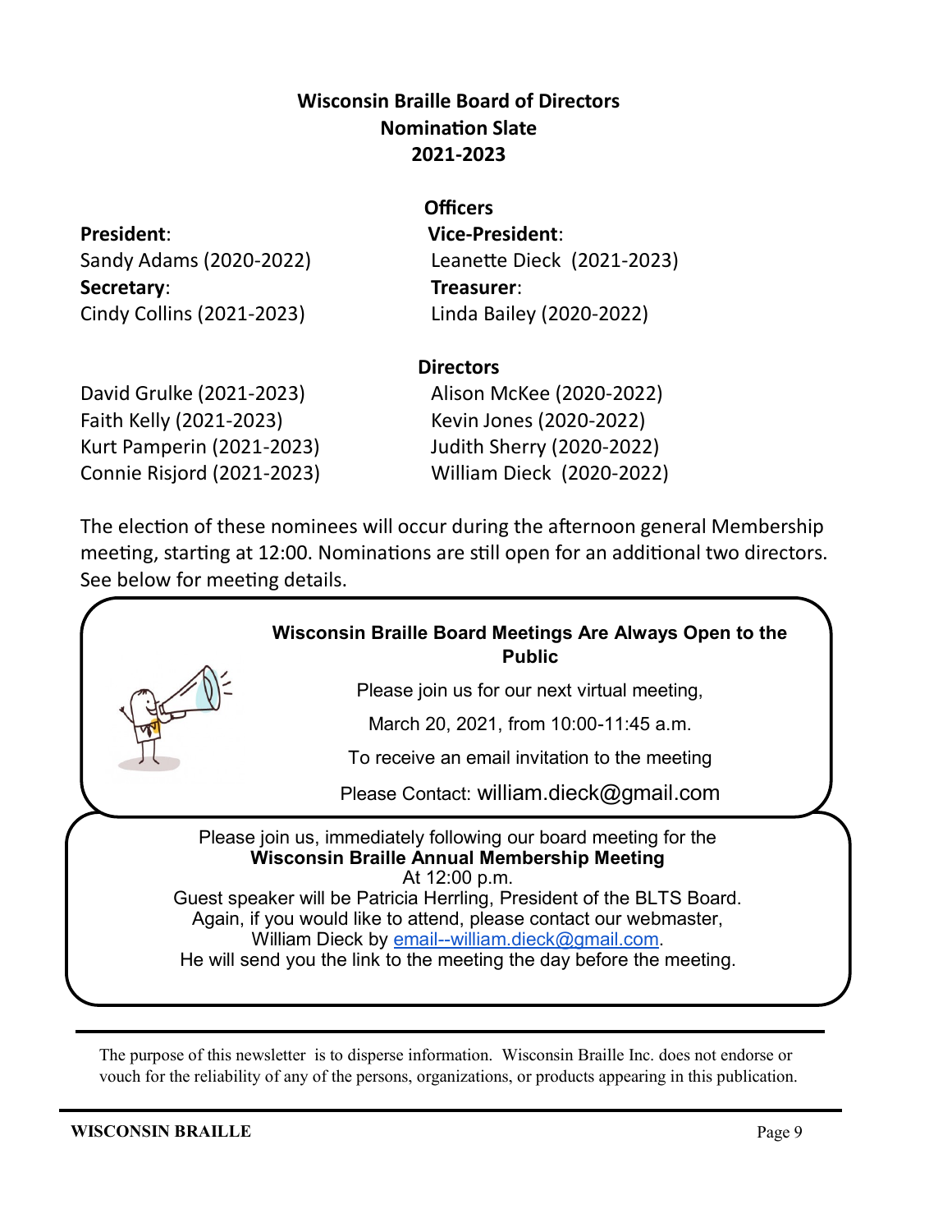## Wisconsin Braille Board of Directors
## Nomination Slate
## 2021-2023

### Officers

**President**:
Sandy Adams (2020-2022)

**Vice-President**:
Leanette Dieck (2021-2023)

**Secretary**:
Cindy Collins (2021-2023)

**Treasurer**:
Linda Bailey (2020-2022)

### Directors

David Grulke (2021-2023)
Faith Kelly (2021-2023)
Kurt Pamperin (2021-2023)
Connie Risjord (2021-2023)
Alison McKee (2020-2022)
Kevin Jones (2020-2022)
Judith Sherry (2020-2022)
William Dieck (2020-2022)

The election of these nominees will occur during the afternoon general Membership meeting, starting at 12:00. Nominations are still open for an additional two directors. See below for meeting details.

**Wisconsin Braille Board Meetings Are Always Open to the Public**

Please join us for our next virtual meeting,

March 20, 2021, from 10:00-11:45 a.m.

To receive an email invitation to the meeting

Please Contact: william.dieck@gmail.com

Please join us, immediately following our board meeting for the
**Wisconsin Braille Annual Membership Meeting**
At 12:00 p.m.
Guest speaker will be Patricia Herrling, President of the BLTS Board.
Again, if you would like to attend, please contact our webmaster,
William Dieck by email--william.dieck@gmail.com.
He will send you the link to the meeting the day before the meeting.

---

The purpose of this newsletter is to disperse information. Wisconsin Braille Inc. does not endorse or vouch for the reliability of any of the persons, organizations, or products appearing in this publication.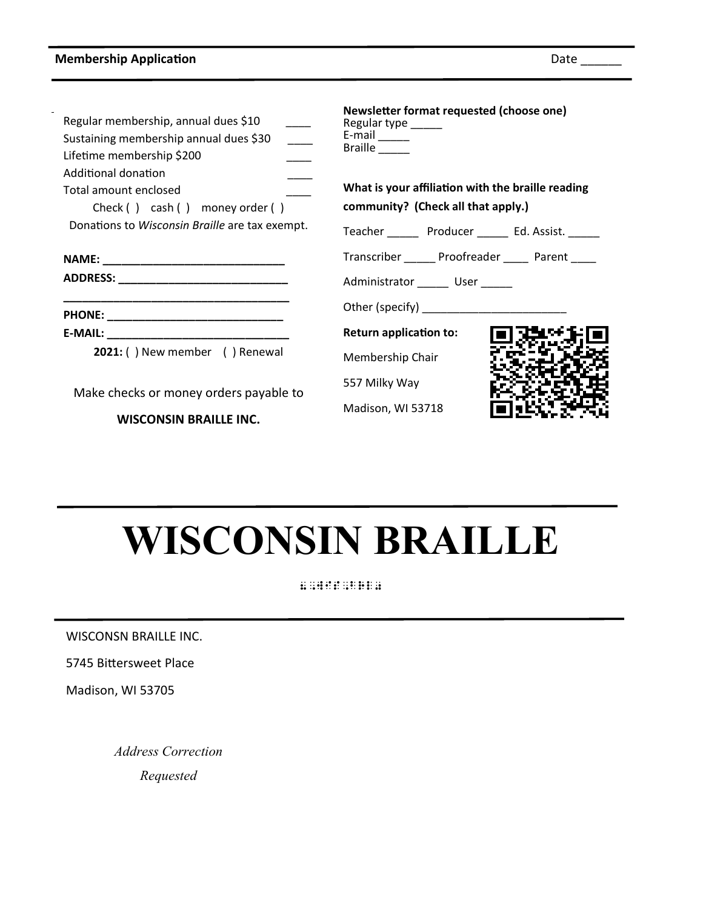**Membership Application** Date ______

Regular membership, annual dues $10 ____
Sustaining membership annual dues $30 ____
Lifetime membership $200 ____
Additional donation ____
Total amount enclosed ____
Check ( ) cash ( ) money order ( )
Donations to *Wisconsin Braille* are tax exempt.

**NAME: ______________________________**
**ADDRESS: ____________________________**
**_____________________________________**
**PHONE: _____________________________**
**E-MAIL: ______________________________**
**2021:** ( ) New member ( ) Renewal

Make checks or money orders payable to

**WISCONSIN BRAILLE INC.**

**Newsletter format requested (choose one)**
Regular type _____
E-mail _____
Braille _____

**What is your affiliation with the braille reading community? (Check all that apply.)**

Teacher _____ Producer _____ Ed. Assist. _____

Transcriber _____ Proofreader ____ Parent ____

Administrator _____ User _____

Other (specify) _______________________

**Return application to:**

Membership Chair

557 Milky Way

Madison, WI 53718

# WISCONSIN BRAILLE

WISCONSN BRAILLE INC.

5745 Bittersweet Place

Madison, WI 53705

*Address Correction*
*Requested*